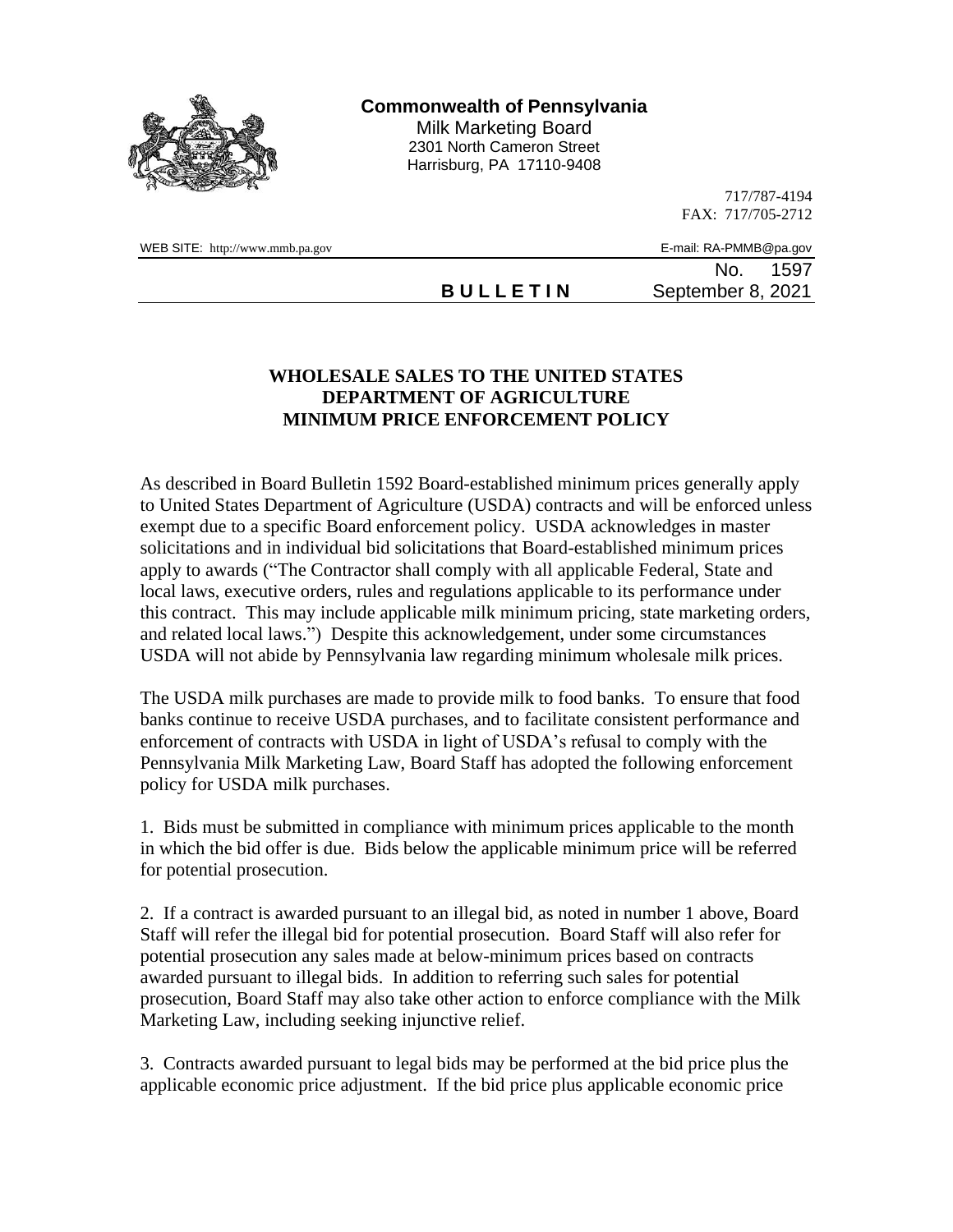**Commonwealth of Pennsylvania**
Milk Marketing Board
2301 North Cameron Street
Harrisburg, PA 17110-9408

717/787-4194
FAX: 717/705-2712

WEB SITE: http://www.mmb.pa.gov
E-mail: RA-PMMB@pa.gov

No. 1597

**BULLETIN** September 8, 2021

# WHOLESALE SALES TO THE UNITED STATES DEPARTMENT OF AGRICULTURE MINIMUM PRICE ENFORCEMENT POLICY

As described in Board Bulletin 1592 Board-established minimum prices generally apply to United States Department of Agriculture (USDA) contracts and will be enforced unless exempt due to a specific Board enforcement policy. USDA acknowledges in master solicitations and in individual bid solicitations that Board-established minimum prices apply to awards ("The Contractor shall comply with all applicable Federal, State and local laws, executive orders, rules and regulations applicable to its performance under this contract. This may include applicable milk minimum pricing, state marketing orders, and related local laws.") Despite this acknowledgement, under some circumstances USDA will not abide by Pennsylvania law regarding minimum wholesale milk prices.

The USDA milk purchases are made to provide milk to food banks. To ensure that food banks continue to receive USDA purchases, and to facilitate consistent performance and enforcement of contracts with USDA in light of USDA's refusal to comply with the Pennsylvania Milk Marketing Law, Board Staff has adopted the following enforcement policy for USDA milk purchases.

1. Bids must be submitted in compliance with minimum prices applicable to the month in which the bid offer is due. Bids below the applicable minimum price will be referred for potential prosecution.

2. If a contract is awarded pursuant to an illegal bid, as noted in number 1 above, Board Staff will refer the illegal bid for potential prosecution. Board Staff will also refer for potential prosecution any sales made at below-minimum prices based on contracts awarded pursuant to illegal bids. In addition to referring such sales for potential prosecution, Board Staff may also take other action to enforce compliance with the Milk Marketing Law, including seeking injunctive relief.

3. Contracts awarded pursuant to legal bids may be performed at the bid price plus the applicable economic price adjustment. If the bid price plus applicable economic price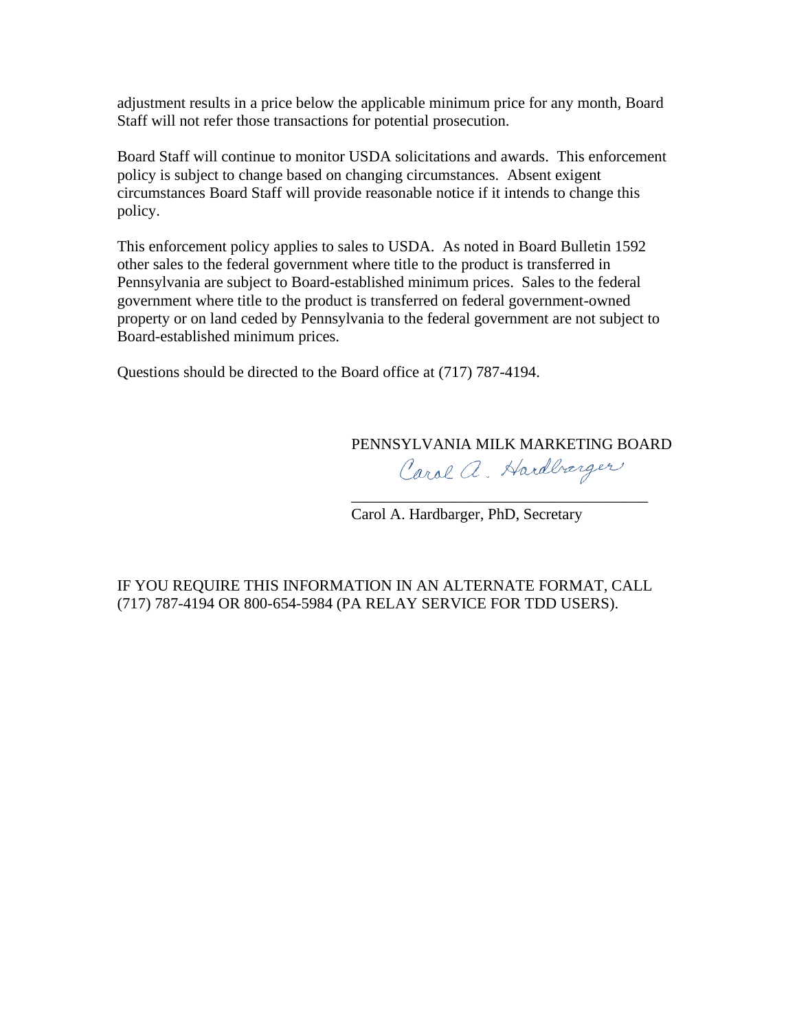adjustment results in a price below the applicable minimum price for any month, Board Staff will not refer those transactions for potential prosecution.

Board Staff will continue to monitor USDA solicitations and awards. This enforcement policy is subject to change based on changing circumstances. Absent exigent circumstances Board Staff will provide reasonable notice if it intends to change this policy.

This enforcement policy applies to sales to USDA. As noted in Board Bulletin 1592 other sales to the federal government where title to the product is transferred in Pennsylvania are subject to Board-established minimum prices. Sales to the federal government where title to the product is transferred on federal government-owned property or on land ceded by Pennsylvania to the federal government are not subject to Board-established minimum prices.

Questions should be directed to the Board office at (717) 787-4194.

PENNSYLVANIA MILK MARKETING BOARD

Carol A. Hardbarger

\_\_\_\_\_\_\_\_\_\_\_\_\_\_\_\_\_\_\_\_\_\_\_\_\_\_\_\_\_\_\_\_\_\_\_\_\_\_

Carol A. Hardbarger, PhD, Secretary

IF YOU REQUIRE THIS INFORMATION IN AN ALTERNATE FORMAT, CALL (717) 787-4194 OR 800-654-5984 (PA RELAY SERVICE FOR TDD USERS).